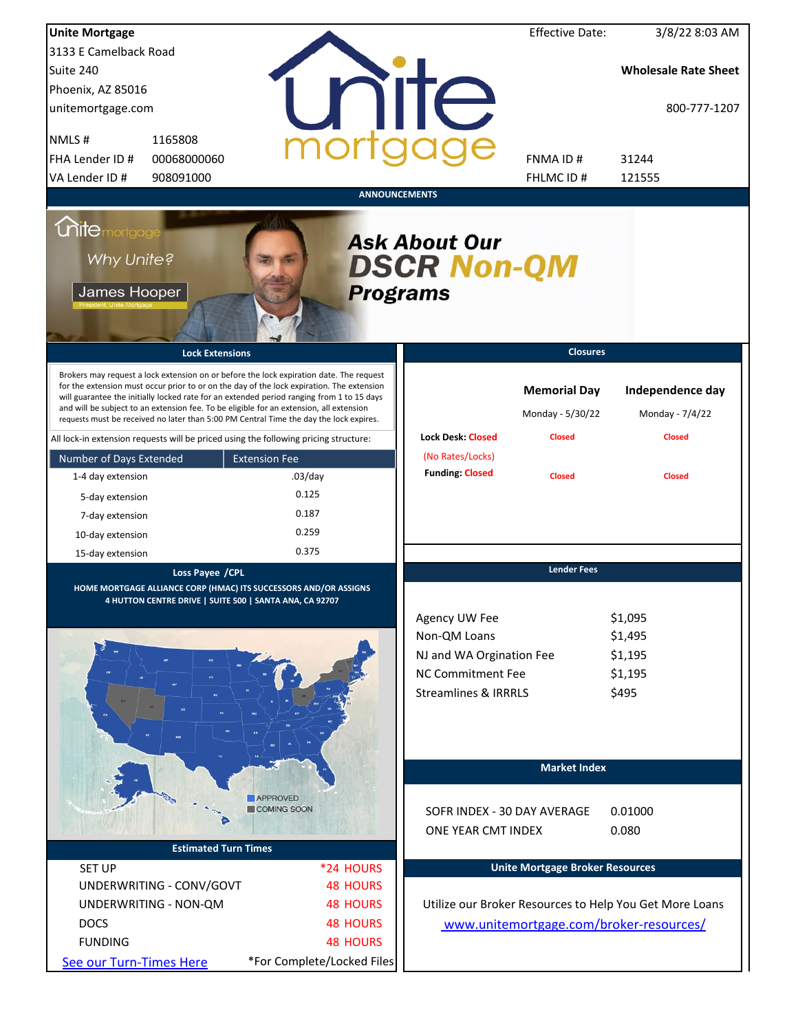**Unite Mortgage**
3133 E Camelback Road
Suite 240
Phoenix, AZ 85016
unitemortgage.com

| | |
|---|---|
| NMLS # | 1165808 |
| FHA Lender ID # | 00068000060 |
| VA Lender ID # | 908091000 |

Effective Date: 3/8/22 8:03 AM

**Wholesale Rate Sheet**

800-777-1207

| | |
|---|---|
| FNMA ID # | 31244 |
| FHLMC ID # | 121555 |

## ANNOUNCEMENTS

Why Unite? James Hooper, President, Unite Mortgage

***Ask About Our DSCR Non-QM Programs***

## Lock Extensions

Brokers may request a lock extension on or before the lock expiration date. The request for the extension must occur prior to or on the day of the lock expiration. The extension will guarantee the initially locked rate for an extended period ranging from 1 to 15 days and will be subject to an extension fee. To be eligible for an extension, all extension requests must be received no later than 5:00 PM Central Time the day the lock expires.

All lock-in extension requests will be priced using the following pricing structure:

| Number of Days Extended | Extension Fee |
|---|---|
| 1-4 day extension | .03/day |
| 5-day extension | 0.125 |
| 7-day extension | 0.187 |
| 10-day extension | 0.259 |
| 15-day extension | 0.375 |

## Closures

| | Memorial Day | Independence day |
|---|---|---|
| | Monday - 5/30/22 | Monday - 7/4/22 |
| Lock Desk: Closed (No Rates/Locks) | Closed | Closed |
| Funding: Closed | Closed | Closed |

## Loss Payee /CPL

HOME MORTGAGE ALLIANCE CORP (HMAC) ITS SUCCESSORS AND/OR ASSIGNS
4 HUTTON CENTRE DRIVE | SUITE 500 | SANTA ANA, CA 92707

APPROVED
COMING SOON

## Lender Fees

| | |
|---|---|
| Agency UW Fee | $1,095 |
| Non-QM Loans | $1,495 |
| NJ and WA Orgination Fee | $1,195 |
| NC Commitment Fee | $1,195 |
| Streamlines & IRRRLS | $495 |

## Market Index

| | |
|---|---|
| SOFR INDEX - 30 DAY AVERAGE | 0.01000 |
| ONE YEAR CMT INDEX | 0.080 |

## Estimated Turn Times

| | |
|---|---|
| SET UP | *24 HOURS |
| UNDERWRITING - CONV/GOVT | 48 HOURS |
| UNDERWRITING - NON-QM | 48 HOURS |
| DOCS | 48 HOURS |
| FUNDING | 48 HOURS |

See our Turn-Times Here

*For Complete/Locked Files

## Unite Mortgage Broker Resources

Utilize our Broker Resources to Help You Get More Loans

www.unitemortgage.com/broker-resources/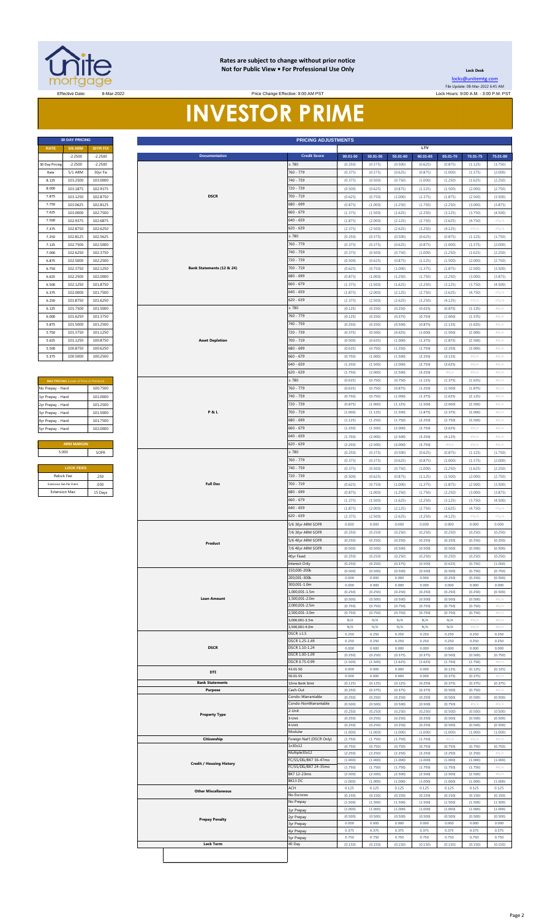**Rates are subject to change without prior notice**
**Not for Public View • For Professional Use Only**

**Lock Desk**
locks@unitemtg.com
File Update: 08-Mar-2022 6:45 AM
Lock Hours: 9:00 A.M. - 3:00 P.M. PST

Effective Date: 8-Mar-2022

Price Change Effective: 9:00 AM PST

# INVESTOR PRIME

| 30 DAY PRICING | | |
|---|---|---|
| RATE | 5/6 ARM | 30YR FIX |
| | -2.2500 | -2.2500 |
| 30 Day Pricing | -2.2500 | -2.2500 |
| Rate | 5/1 ARM | 30yr Fix |
| 8.125 | 103.2500 | 103.0000 |
| 8.000 | 103.1875 | 102.9375 |
| 7.875 | 103.1250 | 102.8750 |
| 7.750 | 103.0625 | 102.8125 |
| 7.625 | 103.0000 | 102.7500 |
| 7.500 | 102.9375 | 102.6875 |
| 7.375 | 102.8750 | 102.6250 |
| 7.250 | 102.8125 | 102.5625 |
| 7.125 | 102.7500 | 102.5000 |
| 7.000 | 102.6250 | 102.3750 |
| 6.875 | 102.5000 | 102.2500 |
| 6.750 | 102.3750 | 102.1250 |
| 6.625 | 102.2500 | 102.0000 |
| 6.500 | 102.1250 | 101.8750 |
| 6.375 | 102.0000 | 101.7500 |
| 6.250 | 101.8750 | 101.6250 |
| 6.125 | 101.7500 | 101.5000 |
| 6.000 | 101.6250 | 101.3750 |
| 5.875 | 101.5000 | 101.2500 |
| 5.750 | 101.3750 | 101.1250 |
| 5.625 | 101.1250 | 100.8750 |
| 5.500 | 100.8750 | 100.6250 |
| 5.375 | 100.5000 | 100.2500 |

| MAX PRICING (Lower of Price or Premium) | |
|---|---|
| No Prepay - Hard | 100.7500 |
| 1yr Prepay - Hard | 101.0000 |
| 2yr Prepay - Hard | 101.2500 |
| 3yr Prepay - Hard | 101.5000 |
| 4yr Prepay - Hard | 101.7500 |
| 5yr Prepay - Hard | 102.0000 |

| ARM MARGIN | |
|---|---|
| 5.000 | SOFR |

| LOCK FEES | |
|---|---|
| Relock Fee: | .250 |
| Extension Fee Per Diem: | .030 |
| Extension Max: | 15 Days |

| PRICING ADJUSTMENTS | | | | | | | | |
|---|---|---|---|---|---|---|---|---|
| | | LTV | | | | | | |
| Documentation | Credit Score | 00.01-50 | 50.01-55 | 55.01-60 | 60.01-65 | 65.01-70 | 70.01-75 | 75.01-80 |
| DSCR | ≥ 780 | (0.250) | (0.375) | (0.500) | (0.625) | (0.875) | (1.125) | (1.750) |
| | 760 - 779 | (0.375) | (0.375) | (0.625) | (0.875) | (1.000) | (1.375) | (2.000) |
| | 740 - 759 | (0.375) | (0.500) | (0.750) | (1.000) | (1.250) | (1.625) | (2.250) |
| | 720 - 739 | (0.500) | (0.625) | (0.875) | (1.125) | (1.500) | (2.000) | (2.750) |
| | 700 - 719 | (0.625) | (0.750) | (1.000) | (1.375) | (1.875) | (2.500) | (3.500) |
| | 680 - 699 | (0.875) | (1.000) | (1.250) | (1.750) | (2.250) | (3.000) | (3.875) |
| | 660 - 679 | (1.375) | (1.500) | (1.625) | (2.250) | (3.125) | (3.750) | (4.500) |
| | 640 - 659 | (1.875) | (2.000) | (2.125) | (2.750) | (3.625) | (4.750) | #N/A |
| | 620 - 639 | (2.375) | (2.500) | (2.625) | (3.250) | (4.125) | #N/A | #N/A |
| Bank Statements (12 & 24) | ≥ 780 | (0.250) | (0.375) | (0.500) | (0.625) | (0.875) | (1.125) | (1.750) |
| | 760 - 779 | (0.375) | (0.375) | (0.625) | (0.875) | (1.000) | (1.375) | (2.000) |
| | 740 - 759 | (0.375) | (0.500) | (0.750) | (1.000) | (1.250) | (1.625) | (2.250) |
| | 720 - 739 | (0.500) | (0.625) | (0.875) | (1.125) | (1.500) | (2.000) | (2.750) |
| | 700 - 719 | (0.625) | (0.750) | (1.000) | (1.375) | (1.875) | (2.500) | (3.500) |
| | 680 - 699 | (0.875) | (1.000) | (1.250) | (1.750) | (2.250) | (3.000) | (3.875) |
| | 660 - 679 | (1.375) | (1.500) | (1.625) | (2.250) | (3.125) | (3.750) | (4.500) |
| | 640 - 659 | (1.875) | (2.000) | (2.125) | (2.750) | (3.625) | (4.750) | #N/A |
| | 620 - 639 | (2.375) | (2.500) | (2.625) | (3.250) | (4.125) | #N/A | #N/A |
| Asset Depletion | ≥ 780 | (0.125) | (0.250) | (0.250) | (0.625) | (0.875) | (1.125) | #N/A |
| | 760 - 779 | (0.125) | (0.250) | (0.375) | (0.750) | (1.000) | (1.375) | #N/A |
| | 740 - 759 | (0.250) | (0.250) | (0.500) | (0.875) | (1.125) | (1.625) | #N/A |
| | 720 - 739 | (0.375) | (0.500) | (0.625) | (1.000) | (1.500) | (2.000) | #N/A |
| | 700 - 719 | (0.500) | (0.625) | (1.000) | (1.375) | (1.875) | (2.500) | #N/A |
| | 680 - 699 | (0.625) | (0.750) | (1.250) | (1.750) | (2.250) | (3.000) | #N/A |
| | 660 - 679 | (0.750) | (1.000) | (1.500) | (2.250) | (3.125) | #N/A | #N/A |
| | 640 - 659 | (1.250) | (1.500) | (2.000) | (2.750) | (3.625) | #N/A | #N/A |
| | 620 - 639 | (1.750) | (2.000) | (2.500) | (3.250) | #N/A | #N/A | #N/A |
| P & L | ≥ 780 | (0.625) | (0.750) | (0.750) | (1.125) | (1.375) | (1.625) | #N/A |
| | 760 - 779 | (0.625) | (0.750) | (0.875) | (1.250) | (1.500) | (1.875) | #N/A |
| | 740 - 759 | (0.750) | (0.750) | (1.000) | (1.375) | (1.625) | (2.125) | #N/A |
| | 720 - 739 | (0.875) | (1.000) | (1.125) | (1.500) | (2.000) | (2.500) | #N/A |
| | 700 - 719 | (1.000) | (1.125) | (1.500) | (1.875) | (2.375) | (3.000) | #N/A |
| | 680 - 699 | (1.125) | (1.250) | (1.750) | (2.250) | (2.750) | (3.500) | #N/A |
| | 660 - 679 | (1.250) | (1.500) | (2.000) | (2.750) | (3.625) | #N/A | #N/A |
| | 640 - 659 | (1.750) | (2.000) | (2.500) | (3.250) | (4.125) | #N/A | #N/A |
| | 620 - 639 | (2.250) | (2.500) | (3.000) | (3.750) | #N/A | #N/A | #N/A |
| Full Doc | ≥ 780 | (0.250) | (0.375) | (0.500) | (0.625) | (0.875) | (1.125) | (1.750) |
| | 760 - 779 | (0.375) | (0.375) | (0.625) | (0.875) | (1.000) | (1.375) | (2.000) |
| | 740 - 759 | (0.375) | (0.500) | (0.750) | (1.000) | (1.250) | (1.625) | (2.250) |
| | 720 - 739 | (0.500) | (0.625) | (0.875) | (1.125) | (1.500) | (2.000) | (2.750) |
| | 700 - 719 | (0.625) | (0.750) | (1.000) | (1.375) | (1.875) | (2.500) | (3.500) |
| | 680 - 699 | (0.875) | (1.000) | (1.250) | (1.750) | (2.250) | (3.000) | (3.875) |
| | 660 - 679 | (1.375) | (1.500) | (1.625) | (2.250) | (3.125) | (3.750) | (4.500) |
| | 640 - 659 | (1.875) | (2.000) | (2.125) | (2.750) | (3.625) | (4.750) | #N/A |
| | 620 - 639 | (2.375) | (2.500) | (2.625) | (3.250) | (4.125) | #N/A | #N/A |
| Product | 5/6 30yr ARM SOFR | 0.000 | 0.000 | 0.000 | 0.000 | 0.000 | 0.000 | 0.000 |
| | 7/6 30yr ARM SOFR | (0.250) | (0.250) | (0.250) | (0.250) | (0.250) | (0.250) | (0.250) |
| | 5/6 40yr ARM SOFR | (0.250) | (0.250) | (0.250) | (0.250) | (0.250) | (0.250) | (0.250) |
| | 7/6 40yr ARM SOFR | (0.500) | (0.500) | (0.500) | (0.500) | (0.500) | (0.500) | (0.500) |
| | 40yr Fixed | (0.250) | (0.250) | (0.250) | (0.250) | (0.250) | (0.250) | (0.250) |
| | Interest-Only | (0.250) | (0.250) | (0.375) | (0.500) | (0.625) | (0.750) | (1.000) |
| Loan Amount | 150,000-200k | (0.500) | (0.500) | (0.500) | (0.500) | (0.500) | (0.750) | (0.750) |
| | 200,001-300k | 0.000 | 0.000 | 0.000 | 0.000 | (0.250) | (0.250) | (0.500) |
| | 300,001-1.0m | 0.000 | 0.000 | 0.000 | 0.000 | 0.000 | 0.000 | 0.000 |
| | 1,000,001-1.5m | (0.250) | (0.250) | (0.250) | (0.250) | (0.250) | (0.250) | (0.500) |
| | 1,500,001-2.0m | (0.500) | (0.500) | (0.500) | (0.500) | (0.500) | (0.500) | #N/A |
| | 2,000,001-2.5m | (0.750) | (0.750) | (0.750) | (0.750) | (0.750) | (0.750) | #N/A |
| | 2,500,001-3.0m | (0.750) | (0.750) | (0.750) | (0.750) | (0.750) | (0.750) | #N/A |
| | 3,000,001-3.5m | N/A | N/A | N/A | N/A | N/A | #N/A | #N/A |
| | 3,500,001-4.0m | N/A | N/A | N/A | N/A | N/A | #N/A | #N/A |
| DSCR | DSCR ≥1.5 | 0.250 | 0.250 | 0.250 | 0.250 | 0.250 | 0.250 | 0.250 |
| | DSCR 1.25-1.49 | 0.250 | 0.250 | 0.250 | 0.250 | 0.250 | 0.250 | 0.250 |
| | DSCR 1.10-1.24 | 0.000 | 0.000 | 0.000 | 0.000 | 0.000 | 0.000 | 0.000 |
| | DSCR 1.00-1.09 | (0.250) | (0.250) | (0.375) | (0.375) | (0.500) | (0.500) | (0.750) |
| | DSCR 0.75-0.99 | (1.500) | (1.500) | (1.625) | (1.625) | (1.750) | (1.750) | #N/A |
| DTI | 43.01-50 | 0.000 | 0.000 | 0.000 | 0.000 | (0.125) | (0.125) | (0.125) |
| | 50.01-55 | 0.000 | 0.000 | 0.000 | 0.000 | (0.375) | (0.375) | #N/A |
| Bank Statements | 12mo Bank Stmt | (0.125) | (0.125) | (0.125) | (0.250) | (0.375) | (0.375) | (0.375) |
| Purpose | Cash-Out | (0.250) | (0.375) | (0.375) | (0.375) | (0.500) | (0.750) | #N/A |
| Property Type | Condo-Warrantable | (0.250) | (0.250) | (0.250) | (0.250) | (0.500) | (0.500) | (0.500) |
| | Condo-NonWarrantable | (0.500) | (0.500) | (0.500) | (0.500) | (0.750) | #N/A | #N/A |
| | 2-Unit | (0.250) | (0.250) | (0.250) | (0.250) | (0.500) | (0.500) | (0.500) |
| | 3-Unit | (0.250) | (0.250) | (0.250) | (0.250) | (0.500) | (0.500) | (0.500) |
| | 4-Unit | (0.250) | (0.250) | (0.250) | (0.250) | (0.500) | (0.500) | (0.500) |
| | Modular | (1.000) | (1.000) | (1.000) | (1.000) | (1.000) | (1.000) | (1.000) |
| Citizenship | Foreign Nat'l (DSCR Only) | (1.750) | (1.750) | (1.750) | (1.750) | #N/A | #N/A | #N/A |
| Credit / Housing History | 1x30x12 | (0.750) | (0.750) | (0.750) | (0.750) | (0.750) | (0.750) | (0.750) |
| | Multiple30x12 | (2.250) | (2.250) | (2.250) | (2.250) | (2.250) | (2.250) | #N/A |
| | FC/SS/DIL/BK7 36-47mo | (1.000) | (1.000) | (1.000) | (1.000) | (1.000) | (1.000) | (1.000) |
| | FC/SS/DIL/BK7 24-35mo | (1.750) | (1.750) | (1.750) | (1.750) | (1.750) | (1.750) | #N/A |
| | BK7 12-23mo | (2.500) | (2.500) | (2.500) | (2.500) | (2.500) | (2.500) | #N/A |
| | BK13 DC | (1.000) | (1.000) | (1.000) | (1.000) | (1.000) | (1.000) | (1.000) |
| Other Miscellaneous | ACH | 0.125 | 0.125 | 0.125 | 0.125 | 0.125 | 0.125 | 0.125 |
| | No Escrows | (0.150) | (0.150) | (0.150) | (0.150) | (0.150) | (0.150) | (0.150) |
| Prepay Penalty | No Prepay | (1.500) | (1.500) | (1.500) | (1.500) | (1.500) | (1.500) | (1.500) |
| | 1yr Prepay | (1.000) | (1.000) | (1.000) | (1.000) | (1.000) | (1.000) | (1.000) |
| | 2yr Prepay | (0.500) | (0.500) | (0.500) | (0.500) | (0.500) | (0.500) | (0.500) |
| | 3yr Prepay | 0.000 | 0.000 | 0.000 | 0.000 | 0.000 | 0.000 | 0.000 |
| | 4yr Prepay | 0.375 | 0.375 | 0.375 | 0.375 | 0.375 | 0.375 | 0.375 |
| | 5yr Prepay | 0.750 | 0.750 | 0.750 | 0.750 | 0.750 | 0.750 | 0.750 |
| Lock Term | 40 Day | (0.150) | (0.150) | (0.150) | (0.150) | (0.150) | (0.150) | (0.150) |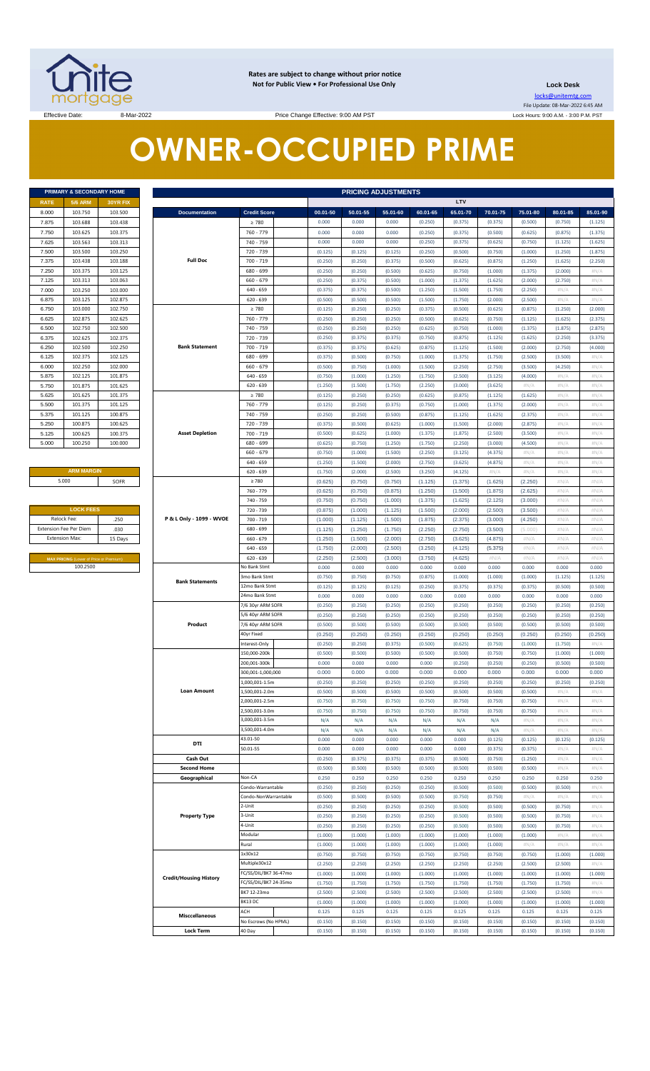Rates are subject to change without prior notice
Not for Public View • For Professional Use Only

**Lock Desk**
locks@unitemtg.com
File Update: 08-Mar-2022 6:45 AM
Lock Hours: 9:00 A.M. - 3:00 P.M. PST

Effective Date: 8-Mar-2022 | Price Change Effective: 9:00 AM PST

# OWNER-OCCUPIED PRIME

| PRIMARY & SECONDARY HOME | | |
|---|---|---|
| RATE | 5/6 ARM | 30YR FIX |
| 8.000 | 103.750 | 103.500 |
| 7.875 | 103.688 | 103.438 |
| 7.750 | 103.625 | 103.375 |
| 7.625 | 103.563 | 103.313 |
| 7.500 | 103.500 | 103.250 |
| 7.375 | 103.438 | 103.188 |
| 7.250 | 103.375 | 103.125 |
| 7.125 | 103.313 | 103.063 |
| 7.000 | 103.250 | 103.000 |
| 6.875 | 103.125 | 102.875 |
| 6.750 | 103.000 | 102.750 |
| 6.625 | 102.875 | 102.625 |
| 6.500 | 102.750 | 102.500 |
| 6.375 | 102.625 | 102.375 |
| 6.250 | 102.500 | 102.250 |
| 6.125 | 102.375 | 102.125 |
| 6.000 | 102.250 | 102.000 |
| 5.875 | 102.125 | 101.875 |
| 5.750 | 101.875 | 101.625 |
| 5.625 | 101.625 | 101.375 |
| 5.500 | 101.375 | 101.125 |
| 5.375 | 101.125 | 100.875 |
| 5.250 | 100.875 | 100.625 |
| 5.125 | 100.625 | 100.375 |
| 5.000 | 100.250 | 100.000 |

| ARM MARGIN | |
|---|---|
| 5.000 | SOFR |

| LOCK FEES | |
|---|---|
| Relock Fee: | .250 |
| Extension Fee Per Diem | .030 |
| Extension Max: | 15 Days |

| MAX PRICING (Lower of Price or Premium) |
|---|
| 100.2500 |

| PRICING ADJUSTMENTS | | | | | | | | | | |
|---|---|---|---|---|---|---|---|---|---|---|
| | | LTV | | | | | | | | |
| Documentation | Credit Score | 00.01-50 | 50.01-55 | 55.01-60 | 60.01-65 | 65.01-70 | 70.01-75 | 75.01-80 | 80.01-85 | 85.01-90 |
| Full Doc | ≥ 780 | 0.000 | 0.000 | 0.000 | (0.250) | (0.375) | (0.375) | (0.500) | (0.750) | (1.125) |
| | 760 - 779 | 0.000 | 0.000 | 0.000 | (0.250) | (0.375) | (0.500) | (0.625) | (0.875) | (1.375) |
| | 740 - 759 | 0.000 | 0.000 | 0.000 | (0.250) | (0.375) | (0.625) | (0.750) | (1.125) | (1.625) |
| | 720 - 739 | (0.125) | (0.125) | (0.125) | (0.250) | (0.500) | (0.750) | (1.000) | (1.250) | (1.875) |
| | 700 - 719 | (0.250) | (0.250) | (0.375) | (0.500) | (0.625) | (0.875) | (1.250) | (1.625) | (2.250) |
| | 680 - 699 | (0.250) | (0.250) | (0.500) | (0.625) | (0.750) | (1.000) | (1.375) | (2.000) | #N/A |
| | 660 - 679 | (0.250) | (0.375) | (0.500) | (1.000) | (1.375) | (1.625) | (2.000) | (2.750) | #N/A |
| | 640 - 659 | (0.375) | (0.375) | (0.500) | (1.250) | (1.500) | (1.750) | (2.250) | #N/A | #N/A |
| | 620 - 639 | (0.500) | (0.500) | (0.500) | (1.500) | (1.750) | (2.000) | (2.500) | #N/A | #N/A |
| Bank Statement | ≥ 780 | (0.125) | (0.250) | (0.250) | (0.375) | (0.500) | (0.625) | (0.875) | (1.250) | (2.000) |
| | 760 - 779 | (0.250) | (0.250) | (0.250) | (0.500) | (0.625) | (0.750) | (1.125) | (1.625) | (2.375) |
| | 740 - 759 | (0.250) | (0.250) | (0.250) | (0.625) | (0.750) | (1.000) | (1.375) | (1.875) | (2.875) |
| | 720 - 739 | (0.250) | (0.375) | (0.375) | (0.750) | (0.875) | (1.125) | (1.625) | (2.250) | (3.375) |
| | 700 - 719 | (0.375) | (0.375) | (0.625) | (0.875) | (1.125) | (1.500) | (2.000) | (2.750) | (4.000) |
| | 680 - 699 | (0.375) | (0.500) | (0.750) | (1.000) | (1.375) | (1.750) | (2.500) | (3.500) | #N/A |
| | 660 - 679 | (0.500) | (0.750) | (1.000) | (1.500) | (2.250) | (2.750) | (3.500) | (4.250) | #N/A |
| | 640 - 659 | (0.750) | (1.000) | (1.250) | (1.750) | (2.500) | (3.125) | (4.000) | #N/A | #N/A |
| | 620 - 639 | (1.250) | (1.500) | (1.750) | (2.250) | (3.000) | (3.625) | #N/A | #N/A | #N/A |
| Asset Depletion | ≥ 780 | (0.125) | (0.250) | (0.250) | (0.625) | (0.875) | (1.125) | (1.625) | #N/A | #N/A |
| | 760 - 779 | (0.125) | (0.250) | (0.375) | (0.750) | (1.000) | (1.375) | (2.000) | #N/A | #N/A |
| | 740 - 759 | (0.250) | (0.250) | (0.500) | (0.875) | (1.125) | (1.625) | (2.375) | #N/A | #N/A |
| | 720 - 739 | (0.375) | (0.500) | (0.625) | (1.000) | (1.500) | (2.000) | (2.875) | #N/A | #N/A |
| | 700 - 719 | (0.500) | (0.625) | (1.000) | (1.375) | (1.875) | (2.500) | (3.500) | #N/A | #N/A |
| | 680 - 699 | (0.625) | (0.750) | (1.250) | (1.750) | (2.250) | (3.000) | (4.500) | #N/A | #N/A |
| | 660 - 679 | (0.750) | (1.000) | (1.500) | (2.250) | (3.125) | (4.375) | #N/A | #N/A | #N/A |
| | 640 - 659 | (1.250) | (1.500) | (2.000) | (2.750) | (3.625) | (4.875) | #N/A | #N/A | #N/A |
| | 620 - 639 | (1.750) | (2.000) | (2.500) | (3.250) | (4.125) | #N/A | #N/A | #N/A | #N/A |
| P & L Only - 1099 - WVOE | ≥ 780 | (0.625) | (0.750) | (0.750) | (1.125) | (1.375) | (1.625) | (2.250) | #N/A | #N/A |
| | 760 - 779 | (0.625) | (0.750) | (0.875) | (1.250) | (1.500) | (1.875) | (2.625) | #N/A | #N/A |
| | 740 - 759 | (0.750) | (0.750) | (1.000) | (1.375) | (1.625) | (2.125) | (3.000) | #N/A | #N/A |
| | 720 - 739 | (0.875) | (1.000) | (1.125) | (1.500) | (2.000) | (2.500) | (3.500) | #N/A | #N/A |
| | 700 - 719 | (1.000) | (1.125) | (1.500) | (1.875) | (2.375) | (3.000) | (4.250) | #N/A | #N/A |
| | 680 - 699 | (1.125) | (1.250) | (1.750) | (2.250) | (2.750) | (3.500) | (5.000) | #N/A | #N/A |
| | 660 - 679 | (1.250) | (1.500) | (2.000) | (2.750) | (3.625) | (4.875) | #N/A | #N/A | #N/A |
| | 640 - 659 | (1.750) | (2.000) | (2.500) | (3.250) | (4.125) | (5.375) | #N/A | #N/A | #N/A |
| | 620 - 639 | (2.250) | (2.500) | (3.000) | (3.750) | (4.625) | #N/A | #N/A | #N/A | #N/A |
| Bank Statements | No Bank Stmt | 0.000 | 0.000 | 0.000 | 0.000 | 0.000 | 0.000 | 0.000 | 0.000 | 0.000 |
| | 3mo Bank Stmt | (0.750) | (0.750) | (0.750) | (0.875) | (1.000) | (1.000) | (1.000) | (1.125) | (1.125) |
| | 12mo Bank Stmt | (0.125) | (0.125) | (0.125) | (0.250) | (0.375) | (0.375) | (0.375) | (0.500) | (0.500) |
| | 24mo Bank Stmt | 0.000 | 0.000 | 0.000 | 0.000 | 0.000 | 0.000 | 0.000 | 0.000 | 0.000 |
| Product | 7/6 30yr ARM SOFR | (0.250) | (0.250) | (0.250) | (0.250) | (0.250) | (0.250) | (0.250) | (0.250) | (0.250) |
| | 5/6 40yr ARM SOFR | (0.250) | (0.250) | (0.250) | (0.250) | (0.250) | (0.250) | (0.250) | (0.250) | (0.250) |
| | 7/6 40yr ARM SOFR | (0.500) | (0.500) | (0.500) | (0.500) | (0.500) | (0.500) | (0.500) | (0.500) | (0.500) |
| | 40yr Fixed | (0.250) | (0.250) | (0.250) | (0.250) | (0.250) | (0.250) | (0.250) | (0.250) | (0.250) |
| | Interest-Only | (0.250) | (0.250) | (0.375) | (0.500) | (0.625) | (0.750) | (1.000) | (1.750) | #N/A |
| Loan Amount | 150,000-200k | (0.500) | (0.500) | (0.500) | (0.500) | (0.500) | (0.750) | (0.750) | (1.000) | (1.000) |
| | 200,001-300k | 0.000 | 0.000 | 0.000 | 0.000 | (0.250) | (0.250) | (0.250) | (0.500) | (0.500) |
| | 300,001-1,000,000 | 0.000 | 0.000 | 0.000 | 0.000 | 0.000 | 0.000 | 0.000 | 0.000 | 0.000 |
| | 1,000,001-1.5m | (0.250) | (0.250) | (0.250) | (0.250) | (0.250) | (0.250) | (0.250) | (0.250) | (0.250) |
| | 1,500,001-2.0m | (0.500) | (0.500) | (0.500) | (0.500) | (0.500) | (0.500) | (0.500) | #N/A | #N/A |
| | 2,000,001-2.5m | (0.750) | (0.750) | (0.750) | (0.750) | (0.750) | (0.750) | (0.750) | #N/A | #N/A |
| | 2,500,001-3.0m | (0.750) | (0.750) | (0.750) | (0.750) | (0.750) | (0.750) | (0.750) | #N/A | #N/A |
| | 3,000,001-3.5m | N/A | N/A | N/A | N/A | N/A | N/A | #N/A | #N/A | #N/A |
| | 3,500,001-4.0m | N/A | N/A | N/A | N/A | N/A | N/A | #N/A | #N/A | #N/A |
| DTI | 43.01-50 | 0.000 | 0.000 | 0.000 | 0.000 | 0.000 | (0.125) | (0.125) | (0.125) | (0.125) |
| | 50.01-55 | 0.000 | 0.000 | 0.000 | 0.000 | 0.000 | (0.375) | (0.375) | #N/A | #N/A |
| Cash Out | | (0.250) | (0.375) | (0.375) | (0.375) | (0.500) | (0.750) | (1.250) | #N/A | #N/A |
| Second Home | | (0.500) | (0.500) | (0.500) | (0.500) | (0.500) | (0.500) | (0.500) | #N/A | #N/A |
| Geographical | Non-CA | 0.250 | 0.250 | 0.250 | 0.250 | 0.250 | 0.250 | 0.250 | 0.250 | 0.250 |
| Property Type | Condo-Warrantable | (0.250) | (0.250) | (0.250) | (0.250) | (0.500) | (0.500) | (0.500) | (0.500) | #N/A |
| | Condo-NonWarrantable | (0.500) | (0.500) | (0.500) | (0.500) | (0.750) | (0.750) | #N/A | #N/A | #N/A |
| | 2-Unit | (0.250) | (0.250) | (0.250) | (0.250) | (0.500) | (0.500) | (0.500) | (0.750) | #N/A |
| | 3-Unit | (0.250) | (0.250) | (0.250) | (0.250) | (0.500) | (0.500) | (0.500) | (0.750) | #N/A |
| | 4-Unit | (0.250) | (0.250) | (0.250) | (0.250) | (0.500) | (0.500) | (0.500) | (0.750) | #N/A |
| | Modular | (1.000) | (1.000) | (1.000) | (1.000) | (1.000) | (1.000) | (1.000) | #N/A | #N/A |
| | Rural | (1.000) | (1.000) | (1.000) | (1.000) | (1.000) | (1.000) | #N/A | #N/A | #N/A |
| Credit/Housing History | 1x30x12 | (0.750) | (0.750) | (0.750) | (0.750) | (0.750) | (0.750) | (0.750) | (1.000) | (1.000) |
| | Multiple30x12 | (2.250) | (2.250) | (2.250) | (2.250) | (2.250) | (2.250) | (2.500) | (2.500) | #N/A |
| | FC/SS/DIL/BK7 36-47mo | (1.000) | (1.000) | (1.000) | (1.000) | (1.000) | (1.000) | (1.000) | (1.000) | (1.000) |
| | FC/SS/DIL/BK7 24-35mo | (1.750) | (1.750) | (1.750) | (1.750) | (1.750) | (1.750) | (1.750) | (1.750) | #N/A |
| | BK7 12-23mo | (2.500) | (2.500) | (2.500) | (2.500) | (2.500) | (2.500) | (2.500) | (2.500) | #N/A |
| | BK13 DC | (1.000) | (1.000) | (1.000) | (1.000) | (1.000) | (1.000) | (1.000) | (1.000) | (1.000) |
| Misccellaneous | ACH | 0.125 | 0.125 | 0.125 | 0.125 | 0.125 | 0.125 | 0.125 | 0.125 | 0.125 |
| | No Escrows (No HPML) | (0.150) | (0.150) | (0.150) | (0.150) | (0.150) | (0.150) | (0.150) | (0.150) | (0.150) |
| Lock Term | 40 Day | (0.150) | (0.150) | (0.150) | (0.150) | (0.150) | (0.150) | (0.150) | (0.150) | (0.150) |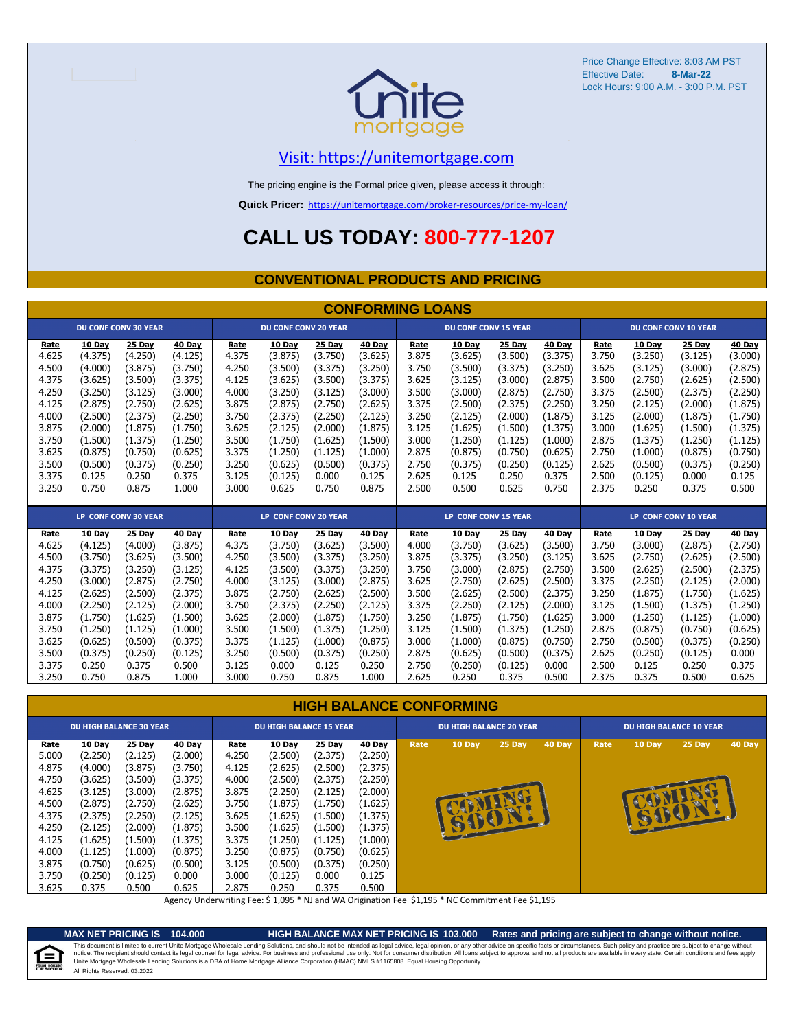Price Change Effective: 8:03 AM PST
Effective Date: **8-Mar-22**
Lock Hours: 9:00 A.M. - 3:00 P.M. PST

unite mortgage

Visit: https://unitemortgage.com

The pricing engine is the Formal price given, please access it through:

**Quick Pricer:** https://unitemortgage.com/broker-resources/price-my-loan/

# CALL US TODAY: 800-777-1207

## CONVENTIONAL PRODUCTS AND PRICING

### CONFORMING LOANS

| DU CONF CONV 30 YEAR | | | | DU CONF CONV 20 YEAR | | | | DU CONF CONV 15 YEAR | | | | DU CONF CONV 10 YEAR | | | |
|---|---|---|---|---|---|---|---|---|---|---|---|---|---|---|---|
| Rate | 10 Day | 25 Day | 40 Day | Rate | 10 Day | 25 Day | 40 Day | Rate | 10 Day | 25 Day | 40 Day | Rate | 10 Day | 25 Day | 40 Day |
| 4.625 | (4.375) | (4.250) | (4.125) | 4.375 | (3.875) | (3.750) | (3.625) | 3.875 | (3.625) | (3.500) | (3.375) | 3.750 | (3.250) | (3.125) | (3.000) |
| 4.500 | (4.000) | (3.875) | (3.750) | 4.250 | (3.500) | (3.375) | (3.250) | 3.750 | (3.500) | (3.375) | (3.250) | 3.625 | (3.125) | (3.000) | (2.875) |
| 4.375 | (3.625) | (3.500) | (3.375) | 4.125 | (3.625) | (3.500) | (3.375) | 3.625 | (3.125) | (3.000) | (2.875) | 3.500 | (2.750) | (2.625) | (2.500) |
| 4.250 | (3.250) | (3.125) | (3.000) | 4.000 | (3.250) | (3.125) | (3.000) | 3.500 | (3.000) | (2.875) | (2.750) | 3.375 | (2.500) | (2.375) | (2.250) |
| 4.125 | (2.875) | (2.750) | (2.625) | 3.875 | (2.875) | (2.750) | (2.625) | 3.375 | (2.500) | (2.375) | (2.250) | 3.250 | (2.125) | (2.000) | (1.875) |
| 4.000 | (2.500) | (2.375) | (2.250) | 3.750 | (2.375) | (2.250) | (2.125) | 3.250 | (2.125) | (2.000) | (1.875) | 3.125 | (2.000) | (1.875) | (1.750) |
| 3.875 | (2.000) | (1.875) | (1.750) | 3.625 | (2.125) | (2.000) | (1.875) | 3.125 | (1.625) | (1.500) | (1.375) | 3.000 | (1.625) | (1.500) | (1.375) |
| 3.750 | (1.500) | (1.375) | (1.250) | 3.500 | (1.750) | (1.625) | (1.500) | 3.000 | (1.250) | (1.125) | (1.000) | 2.875 | (1.375) | (1.250) | (1.125) |
| 3.625 | (0.875) | (0.750) | (0.625) | 3.375 | (1.250) | (1.125) | (1.000) | 2.875 | (0.875) | (0.750) | (0.625) | 2.750 | (1.000) | (0.875) | (0.750) |
| 3.500 | (0.500) | (0.375) | (0.250) | 3.250 | (0.625) | (0.500) | (0.375) | 2.750 | (0.375) | (0.250) | (0.125) | 2.625 | (0.500) | (0.375) | (0.250) |
| 3.375 | 0.125 | 0.250 | 0.375 | 3.125 | (0.125) | 0.000 | 0.125 | 2.625 | 0.125 | 0.250 | 0.375 | 2.500 | (0.125) | 0.000 | 0.125 |
| 3.250 | 0.750 | 0.875 | 1.000 | 3.000 | 0.625 | 0.750 | 0.875 | 2.500 | 0.500 | 0.625 | 0.750 | 2.375 | 0.250 | 0.375 | 0.500 |

| LP CONF CONV 30 YEAR | | | | LP CONF CONV 20 YEAR | | | | LP CONF CONV 15 YEAR | | | | LP CONF CONV 10 YEAR | | | |
|---|---|---|---|---|---|---|---|---|---|---|---|---|---|---|---|
| Rate | 10 Day | 25 Day | 40 Day | Rate | 10 Day | 25 Day | 40 Day | Rate | 10 Day | 25 Day | 40 Day | Rate | 10 Day | 25 Day | 40 Day |
| 4.625 | (4.125) | (4.000) | (3.875) | 4.375 | (3.750) | (3.625) | (3.500) | 4.000 | (3.750) | (3.625) | (3.500) | 3.750 | (3.000) | (2.875) | (2.750) |
| 4.500 | (3.750) | (3.625) | (3.500) | 4.250 | (3.500) | (3.375) | (3.250) | 3.875 | (3.375) | (3.250) | (3.125) | 3.625 | (2.750) | (2.625) | (2.500) |
| 4.375 | (3.375) | (3.250) | (3.125) | 4.125 | (3.500) | (3.375) | (3.250) | 3.750 | (3.000) | (2.875) | (2.750) | 3.500 | (2.625) | (2.500) | (2.375) |
| 4.250 | (3.000) | (2.875) | (2.750) | 4.000 | (3.125) | (3.000) | (2.875) | 3.625 | (2.750) | (2.625) | (2.500) | 3.375 | (2.250) | (2.125) | (2.000) |
| 4.125 | (2.625) | (2.500) | (2.375) | 3.875 | (2.750) | (2.625) | (2.500) | 3.500 | (2.625) | (2.500) | (2.375) | 3.250 | (1.875) | (1.750) | (1.625) |
| 4.000 | (2.250) | (2.125) | (2.000) | 3.750 | (2.375) | (2.250) | (2.125) | 3.375 | (2.250) | (2.125) | (2.000) | 3.125 | (1.500) | (1.375) | (1.250) |
| 3.875 | (1.750) | (1.625) | (1.500) | 3.625 | (2.000) | (1.875) | (1.750) | 3.250 | (1.875) | (1.750) | (1.625) | 3.000 | (1.250) | (1.125) | (1.000) |
| 3.750 | (1.250) | (1.125) | (1.000) | 3.500 | (1.500) | (1.375) | (1.250) | 3.125 | (1.500) | (1.375) | (1.250) | 2.875 | (0.875) | (0.750) | (0.625) |
| 3.625 | (0.625) | (0.500) | (0.375) | 3.375 | (1.125) | (1.000) | (0.875) | 3.000 | (1.000) | (0.875) | (0.750) | 2.750 | (0.500) | (0.375) | (0.250) |
| 3.500 | (0.375) | (0.250) | (0.125) | 3.250 | (0.500) | (0.375) | (0.250) | 2.875 | (0.625) | (0.500) | (0.375) | 2.625 | (0.250) | (0.125) | 0.000 |
| 3.375 | 0.250 | 0.375 | 0.500 | 3.125 | 0.000 | 0.125 | 0.250 | 2.750 | (0.250) | (0.125) | 0.000 | 2.500 | 0.125 | 0.250 | 0.375 |
| 3.250 | 0.750 | 0.875 | 1.000 | 3.000 | 0.750 | 0.875 | 1.000 | 2.625 | 0.250 | 0.375 | 0.500 | 2.375 | 0.375 | 0.500 | 0.625 |

### HIGH BALANCE CONFORMING

| DU HIGH BALANCE 30 YEAR | | | | DU HIGH BALANCE 15 YEAR | | | | DU HIGH BALANCE 20 YEAR | | | | DU HIGH BALANCE 10 YEAR | | | |
|---|---|---|---|---|---|---|---|---|---|---|---|---|---|---|---|
| Rate | 10 Day | 25 Day | 40 Day | Rate | 10 Day | 25 Day | 40 Day | Rate | 10 Day | 25 Day | 40 Day | Rate | 10 Day | 25 Day | 40 Day |
| 5.000 | (2.250) | (2.125) | (2.000) | 4.250 | (2.500) | (2.375) | (2.250) | COMING SOON! | | | | COMING SOON! | | | |
| 4.875 | (4.000) | (3.875) | (3.750) | 4.125 | (2.625) | (2.500) | (2.375) | | | | | | | | |
| 4.750 | (3.625) | (3.500) | (3.375) | 4.000 | (2.500) | (2.375) | (2.250) | | | | | | | | |
| 4.625 | (3.125) | (3.000) | (2.875) | 3.875 | (2.250) | (2.125) | (2.000) | | | | | | | | |
| 4.500 | (2.875) | (2.750) | (2.625) | 3.750 | (1.875) | (1.750) | (1.625) | | | | | | | | |
| 4.375 | (2.375) | (2.250) | (2.125) | 3.625 | (1.625) | (1.500) | (1.375) | | | | | | | | |
| 4.250 | (2.125) | (2.000) | (1.875) | 3.500 | (1.625) | (1.500) | (1.375) | | | | | | | | |
| 4.125 | (1.625) | (1.500) | (1.375) | 3.375 | (1.250) | (1.125) | (1.000) | | | | | | | | |
| 4.000 | (1.125) | (1.000) | (0.875) | 3.250 | (0.875) | (0.750) | (0.625) | | | | | | | | |
| 3.875 | (0.750) | (0.625) | (0.500) | 3.125 | (0.500) | (0.375) | (0.250) | | | | | | | | |
| 3.750 | (0.250) | (0.125) | 0.000 | 3.000 | (0.125) | 0.000 | 0.125 | | | | | | | | |
| 3.625 | 0.375 | 0.500 | 0.625 | 2.875 | 0.250 | 0.375 | 0.500 | | | | | | | | |

Agency Underwriting Fee: $ 1,095 * NJ and WA Origination Fee $1,195 * NC Commitment Fee $1,195

**MAX NET PRICING IS 104.000** **HIGH BALANCE MAX NET PRICING IS 103.000** **Rates and pricing are subject to change without notice.**

This document is limited to current Unite Mortgage Wholesale Lending Solutions, and should not be intended as legal advice, legal opinion, or any other advice on specific facts or circumstances. Such policy and practice are subject to change without notice. The recipient should contact its legal counsel for legal advice. For business and professional use only. Not for consumer distribution. All loans subject to approval and not all products are available in every state. Certain conditions and fees apply. Unite Mortgage Wholesale Lending Solutions is a DBA of Home Mortgage Alliance Corporation (HMAC) NMLS #1165808. Equal Housing Opportunity.
All Rights Reserved. 03.2022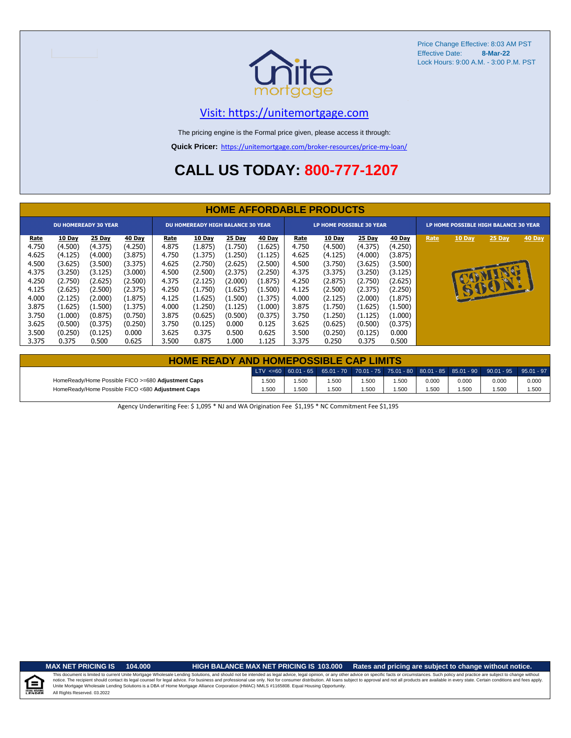Price Change Effective: 8:03 AM PST
Effective Date: **8-Mar-22**
Lock Hours: 9:00 A.M. - 3:00 P.M. PST

[Visit: https://unitemortgage.com](https://unitemortgage.com)

The pricing engine is the Formal price given, please access it through:

**Quick Pricer:** https://unitemortgage.com/broker-resources/price-my-loan/

# CALL US TODAY: 800-777-1207

## HOME AFFORDABLE PRODUCTS

| DU HOMEREADY 30 YEAR | | | | DU HOMEREADY HIGH BALANCE 30 YEAR | | | | LP HOME POSSIBLE 30 YEAR | | | | LP HOME POSSIBLE HIGH BALANCE 30 YEAR | | | |
|---|---|---|---|---|---|---|---|---|---|---|---|---|---|---|---|
| Rate | 10 Day | 25 Day | 40 Day | Rate | 10 Day | 25 Day | 40 Day | Rate | 10 Day | 25 Day | 40 Day | Rate | 10 Day | 25 Day | 40 Day |
| 4.750 | (4.500) | (4.375) | (4.250) | 4.875 | (1.875) | (1.750) | (1.625) | 4.750 | (4.500) | (4.375) | (4.250) | | | | |
| 4.625 | (4.125) | (4.000) | (3.875) | 4.750 | (1.375) | (1.250) | (1.125) | 4.625 | (4.125) | (4.000) | (3.875) | | | | |
| 4.500 | (3.625) | (3.500) | (3.375) | 4.625 | (2.750) | (2.625) | (2.500) | 4.500 | (3.750) | (3.625) | (3.500) | COMING SOON! | | | |
| 4.375 | (3.250) | (3.125) | (3.000) | 4.500 | (2.500) | (2.375) | (2.250) | 4.375 | (3.375) | (3.250) | (3.125) | | | | |
| 4.250 | (2.750) | (2.625) | (2.500) | 4.375 | (2.125) | (2.000) | (1.875) | 4.250 | (2.875) | (2.750) | (2.625) | | | | |
| 4.125 | (2.625) | (2.500) | (2.375) | 4.250 | (1.750) | (1.625) | (1.500) | 4.125 | (2.500) | (2.375) | (2.250) | | | | |
| 4.000 | (2.125) | (2.000) | (1.875) | 4.125 | (1.625) | (1.500) | (1.375) | 4.000 | (2.125) | (2.000) | (1.875) | | | | |
| 3.875 | (1.625) | (1.500) | (1.375) | 4.000 | (1.250) | (1.125) | (1.000) | 3.875 | (1.750) | (1.625) | (1.500) | | | | |
| 3.750 | (1.000) | (0.875) | (0.750) | 3.875 | (0.625) | (0.500) | (0.375) | 3.750 | (1.250) | (1.125) | (1.000) | | | | |
| 3.625 | (0.500) | (0.375) | (0.250) | 3.750 | (0.125) | 0.000 | 0.125 | 3.625 | (0.625) | (0.500) | (0.375) | | | | |
| 3.500 | (0.250) | (0.125) | 0.000 | 3.625 | 0.375 | 0.500 | 0.625 | 3.500 | (0.250) | (0.125) | 0.000 | | | | |
| 3.375 | 0.375 | 0.500 | 0.625 | 3.500 | 0.875 | 1.000 | 1.125 | 3.375 | 0.250 | 0.375 | 0.500 | | | | |

## HOME READY AND HOMEPOSSIBLE CAP LIMITS

| | LTV <=60 | 60.01 - 65 | 65.01 - 70 | 70.01 - 75 | 75.01 - 80 | 80.01 - 85 | 85.01 - 90 | 90.01 - 95 | 95.01 - 97 |
|---|---|---|---|---|---|---|---|---|---|
| HomeReady/Home Possible FICO >=680 **Adjustment Caps** | 1.500 | 1.500 | 1.500 | 1.500 | 1.500 | 0.000 | 0.000 | 0.000 | 0.000 |
| HomeReady/Home Possible FICO <680 **Adjustment Caps** | 1.500 | 1.500 | 1.500 | 1.500 | 1.500 | 1.500 | 1.500 | 1.500 | 1.500 |

Agency Underwriting Fee: $ 1,095 * NJ and WA Origination Fee $1,195 * NC Commitment Fee $1,195

**MAX NET PRICING IS 104.000** **HIGH BALANCE MAX NET PRICING IS 103.000** **Rates and pricing are subject to change without notice.**

This document is limited to current Unite Mortgage Wholesale Lending Solutions, and should not be intended as legal advice, legal opinion, or any other advice on specific facts or circumstances. Such policy and practice are subject to change without notice. The recipient should contact its legal counsel for legal advice. For business and professional use only. Not for consumer distribution. All loans subject to approval and not all products are available in every state. Certain conditions and fees apply. Unite Mortgage Wholesale Lending Solutions is a DBA of Home Mortgage Alliance Corporation (HMAC) NMLS #1165808. Equal Housing Opportunity.
All Rights Reserved. 03.2022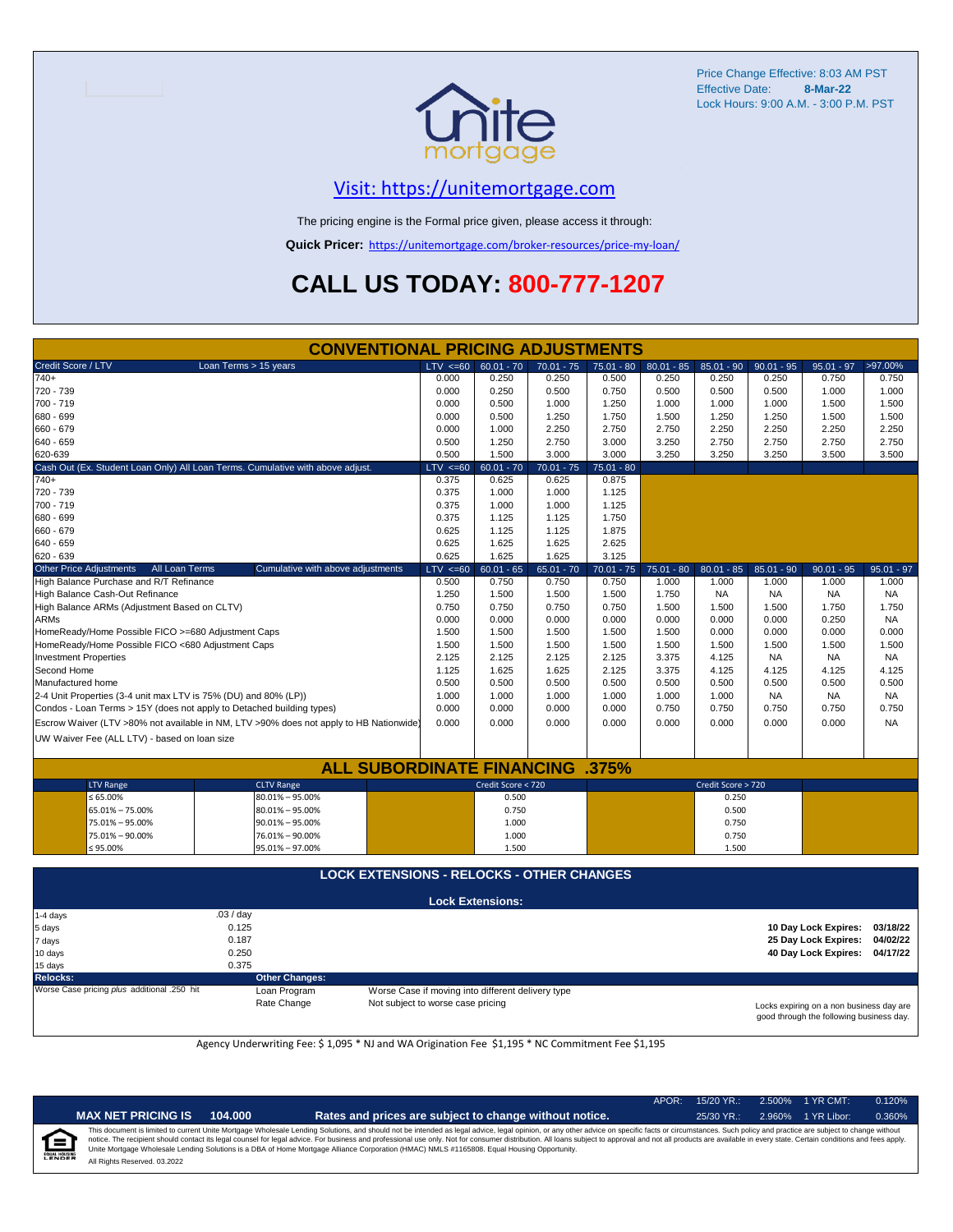Price Change Effective: 8:03 AM PST
Effective Date: **8-Mar-22**
Lock Hours: 9:00 A.M. - 3:00 P.M. PST

## Visit: https://unitemortgage.com

The pricing engine is the Formal price given, please access it through:

**Quick Pricer:** https://unitemortgage.com/broker-resources/price-my-loan/

# CALL US TODAY: 800-777-1207

## CONVENTIONAL PRICING ADJUSTMENTS

| Credit Score / LTV — Loan Terms > 15 years | LTV <=60 | 60.01 - 70 | 70.01 - 75 | 75.01 - 80 | 80.01 - 85 | 85.01 - 90 | 90.01 - 95 | 95.01 - 97 | >97.00% |
|---|---|---|---|---|---|---|---|---|---|
| 740+ | 0.000 | 0.250 | 0.250 | 0.500 | 0.250 | 0.250 | 0.250 | 0.750 | 0.750 |
| 720 - 739 | 0.000 | 0.250 | 0.500 | 0.750 | 0.500 | 0.500 | 0.500 | 1.000 | 1.000 |
| 700 - 719 | 0.000 | 0.500 | 1.000 | 1.250 | 1.000 | 1.000 | 1.000 | 1.500 | 1.500 |
| 680 - 699 | 0.000 | 0.500 | 1.250 | 1.750 | 1.500 | 1.250 | 1.250 | 1.500 | 1.500 |
| 660 - 679 | 0.000 | 1.000 | 2.250 | 2.750 | 2.750 | 2.250 | 2.250 | 2.250 | 2.250 |
| 640 - 659 | 0.500 | 1.250 | 2.750 | 3.000 | 3.250 | 2.750 | 2.750 | 2.750 | 2.750 |
| 620-639 | 0.500 | 1.500 | 3.000 | 3.000 | 3.250 | 3.250 | 3.250 | 3.500 | 3.500 |

| Cash Out (Ex. Student Loan Only) All Loan Terms. Cumulative with above adjust. | LTV <=60 | 60.01 - 70 | 70.01 - 75 | 75.01 - 80 |
|---|---|---|---|---|
| 740+ | 0.375 | 0.625 | 0.625 | 0.875 |
| 720 - 739 | 0.375 | 1.000 | 1.000 | 1.125 |
| 700 - 719 | 0.375 | 1.000 | 1.000 | 1.125 |
| 680 - 699 | 0.375 | 1.125 | 1.125 | 1.750 |
| 660 - 679 | 0.625 | 1.125 | 1.125 | 1.875 |
| 640 - 659 | 0.625 | 1.625 | 1.625 | 2.625 |
| 620 - 639 | 0.625 | 1.625 | 1.625 | 3.125 |

| Other Price Adjustments — All Loan Terms — Cumulative with above adjustments | LTV <=60 | 60.01 - 65 | 65.01 - 70 | 70.01 - 75 | 75.01 - 80 | 80.01 - 85 | 85.01 - 90 | 90.01 - 95 | 95.01 - 97 |
|---|---|---|---|---|---|---|---|---|---|
| High Balance Purchase and R/T Refinance | 0.500 | 0.750 | 0.750 | 0.750 | 1.000 | 1.000 | 1.000 | 1.000 | 1.000 |
| High Balance Cash-Out Refinance | 1.250 | 1.500 | 1.500 | 1.500 | 1.750 | NA | NA | NA | NA |
| High Balance ARMs (Adjustment Based on CLTV) | 0.750 | 0.750 | 0.750 | 0.750 | 1.500 | 1.500 | 1.500 | 1.750 | 1.750 |
| ARMs | 0.000 | 0.000 | 0.000 | 0.000 | 0.000 | 0.000 | 0.000 | 0.250 | NA |
| HomeReady/Home Possible FICO >=680 Adjustment Caps | 1.500 | 1.500 | 1.500 | 1.500 | 1.500 | 0.000 | 0.000 | 0.000 | 0.000 |
| HomeReady/Home Possible FICO <680 Adjustment Caps | 1.500 | 1.500 | 1.500 | 1.500 | 1.500 | 1.500 | 1.500 | 1.500 | 1.500 |
| Investment Properties | 2.125 | 2.125 | 2.125 | 2.125 | 3.375 | 4.125 | NA | NA | NA |
| Second Home | 1.125 | 1.625 | 1.625 | 2.125 | 3.375 | 4.125 | 4.125 | 4.125 | 4.125 |
| Manufactured home | 0.500 | 0.500 | 0.500 | 0.500 | 0.500 | 0.500 | 0.500 | 0.500 | 0.500 |
| 2-4 Unit Properties (3-4 unit max LTV is 75% (DU) and 80% (LP)) | 1.000 | 1.000 | 1.000 | 1.000 | 1.000 | 1.000 | NA | NA | NA |
| Condos - Loan Terms > 15Y (does not apply to Detached building types) | 0.000 | 0.000 | 0.000 | 0.000 | 0.750 | 0.750 | 0.750 | 0.750 | 0.750 |
| Escrow Waiver (LTV >80% not available in NM, LTV >90% does not apply to HB Nationwide) | 0.000 | 0.000 | 0.000 | 0.000 | 0.000 | 0.000 | 0.000 | 0.000 | NA |
| UW Waiver Fee (ALL LTV) - based on loan size | | | | | | | | | |

## ALL SUBORDINATE FINANCING .375%

| LTV Range | CLTV Range | Credit Score < 720 | Credit Score > 720 |
|---|---|---|---|
| ≤ 65.00% | 80.01% – 95.00% | 0.500 | 0.250 |
| 65.01% – 75.00% | 80.01% – 95.00% | 0.750 | 0.500 |
| 75.01% – 95.00% | 90.01% – 95.00% | 1.000 | 0.750 |
| 75.01% – 90.00% | 76.01% – 90.00% | 1.000 | 0.750 |
| ≤ 95.00% | 95.01% – 97.00% | 1.500 | 1.500 |

## LOCK EXTENSIONS - RELOCKS - OTHER CHANGES

### Lock Extensions:

| | |
|---|---|
| 1-4 days | .03 / day |
| 5 days | 0.125 |
| 7 days | 0.187 |
| 10 days | 0.250 |
| 15 days | 0.375 |

| | |
|---|---|
| 10 Day Lock Expires: | 03/18/22 |
| 25 Day Lock Expires: | 04/02/22 |
| 40 Day Lock Expires: | 04/17/22 |

**Relocks:** Worse Case pricing *plus* additional .250 hit

**Other Changes:**

| | |
|---|---|
| Loan Program | Worse Case if moving into different delivery type |
| Rate Change | Not subject to worse case pricing |

Locks expiring on a non business day are good through the following business day.

Agency Underwriting Fee: $ 1,095 * NJ and WA Origination Fee $1,195 * NC Commitment Fee $1,195

| APOR: | 15/20 YR.: | 2.500% | 1 YR CMT: | 0.120% |
|---|---|---|---|---|
| | 25/30 YR.: | 2.960% | 1 YR Libor: | 0.360% |

**MAX NET PRICING IS 104.000** — **Rates and prices are subject to change without notice.**

This document is limited to current Unite Mortgage Wholesale Lending Solutions, and should not be intended as legal advice, legal opinion, or any other advice on specific facts or circumstances. Such policy and practice are subject to change without notice. The recipient should contact its legal counsel for legal advice. For business and professional use only. Not for consumer distribution. All loans subject to approval and not all products are available in every state. Certain conditions and fees apply. Unite Mortgage Wholesale Lending Solutions is a DBA of Home Mortgage Alliance Corporation (HMAC) NMLS #1165808. Equal Housing Opportunity.

All Rights Reserved. 03.2022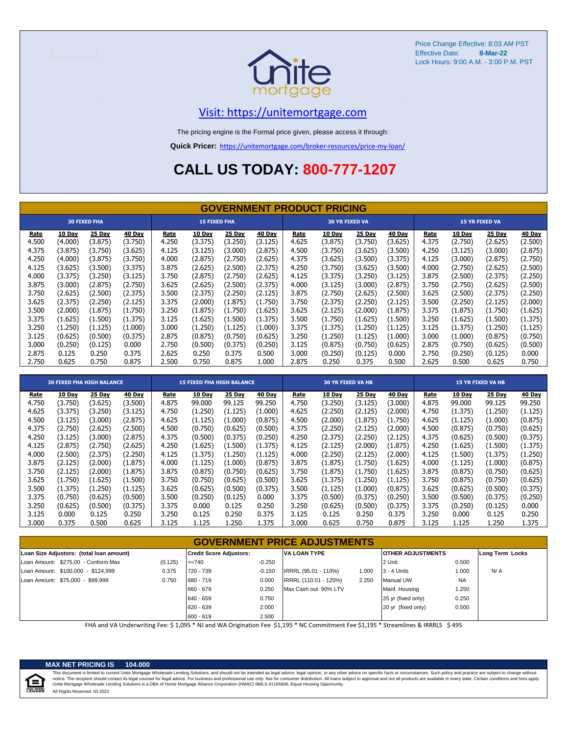Price Change Effective: 8:03 AM PST
Effective Date: **8-Mar-22**
Lock Hours: 9:00 A.M. - 3:00 P.M. PST

unite mortgage

Visit: https://unitemortgage.com

The pricing engine is the Formal price given, please access it through:

**Quick Pricer:** https://unitemortgage.com/broker-resources/price-my-loan/

# CALL US TODAY: 800-777-1207

## GOVERNMENT PRODUCT PRICING

| 30 FIXED FHA | | | | 15 FIXED FHA | | | | 30 YR FIXED VA | | | | 15 YR FIXED VA | | | |
|---|---|---|---|---|---|---|---|---|---|---|---|---|---|---|---|
| Rate | 10 Day | 25 Day | 40 Day | Rate | 10 Day | 25 Day | 40 Day | Rate | 10 Day | 25 Day | 40 Day | Rate | 10 Day | 25 Day | 40 Day |
| 4.500 | (4.000) | (3.875) | (3.750) | 4.250 | (3.375) | (3.250) | (3.125) | 4.625 | (3.875) | (3.750) | (3.625) | 4.375 | (2.750) | (2.625) | (2.500) |
| 4.375 | (3.875) | (3.750) | (3.625) | 4.125 | (3.125) | (3.000) | (2.875) | 4.500 | (3.750) | (3.625) | (3.500) | 4.250 | (3.125) | (3.000) | (2.875) |
| 4.250 | (4.000) | (3.875) | (3.750) | 4.000 | (2.875) | (2.750) | (2.625) | 4.375 | (3.625) | (3.500) | (3.375) | 4.125 | (3.000) | (2.875) | (2.750) |
| 4.125 | (3.625) | (3.500) | (3.375) | 3.875 | (2.625) | (2.500) | (2.375) | 4.250 | (3.750) | (3.625) | (3.500) | 4.000 | (2.750) | (2.625) | (2.500) |
| 4.000 | (3.375) | (3.250) | (3.125) | 3.750 | (2.875) | (2.750) | (2.625) | 4.125 | (3.375) | (3.250) | (3.125) | 3.875 | (2.500) | (2.375) | (2.250) |
| 3.875 | (3.000) | (2.875) | (2.750) | 3.625 | (2.625) | (2.500) | (2.375) | 4.000 | (3.125) | (3.000) | (2.875) | 3.750 | (2.750) | (2.625) | (2.500) |
| 3.750 | (2.625) | (2.500) | (2.375) | 3.500 | (2.375) | (2.250) | (2.125) | 3.875 | (2.750) | (2.625) | (2.500) | 3.625 | (2.500) | (2.375) | (2.250) |
| 3.625 | (2.375) | (2.250) | (2.125) | 3.375 | (2.000) | (1.875) | (1.750) | 3.750 | (2.375) | (2.250) | (2.125) | 3.500 | (2.250) | (2.125) | (2.000) |
| 3.500 | (2.000) | (1.875) | (1.750) | 3.250 | (1.875) | (1.750) | (1.625) | 3.625 | (2.125) | (2.000) | (1.875) | 3.375 | (1.875) | (1.750) | (1.625) |
| 3.375 | (1.625) | (1.500) | (1.375) | 3.125 | (1.625) | (1.500) | (1.375) | 3.500 | (1.750) | (1.625) | (1.500) | 3.250 | (1.625) | (1.500) | (1.375) |
| 3.250 | (1.250) | (1.125) | (1.000) | 3.000 | (1.250) | (1.125) | (1.000) | 3.375 | (1.375) | (1.250) | (1.125) | 3.125 | (1.375) | (1.250) | (1.125) |
| 3.125 | (0.625) | (0.500) | (0.375) | 2.875 | (0.875) | (0.750) | (0.625) | 3.250 | (1.250) | (1.125) | (1.000) | 3.000 | (1.000) | (0.875) | (0.750) |
| 3.000 | (0.250) | (0.125) | 0.000 | 2.750 | (0.500) | (0.375) | (0.250) | 3.125 | (0.875) | (0.750) | (0.625) | 2.875 | (0.750) | (0.625) | (0.500) |
| 2.875 | 0.125 | 0.250 | 0.375 | 2.625 | 0.250 | 0.375 | 0.500 | 3.000 | (0.250) | (0.125) | 0.000 | 2.750 | (0.250) | (0.125) | 0.000 |
| 2.750 | 0.625 | 0.750 | 0.875 | 2.500 | 0.750 | 0.875 | 1.000 | 2.875 | 0.250 | 0.375 | 0.500 | 2.625 | 0.500 | 0.625 | 0.750 |

| 30 FIXED FHA HIGH BALANCE | | | | 15 FIXED FHA HIGH BALANCE | | | | 30 YR FIXED VA HB | | | | 15 YR FIXED VA HB | | | |
|---|---|---|---|---|---|---|---|---|---|---|---|---|---|---|---|
| Rate | 10 Day | 25 Day | 40 Day | Rate | 10 Day | 25 Day | 40 Day | Rate | 10 Day | 25 Day | 40 Day | Rate | 10 Day | 25 Day | 40 Day |
| 4.750 | (3.750) | (3.625) | (3.500) | 4.875 | 99.000 | 99.125 | 99.250 | 4.750 | (3.250) | (3.125) | (3.000) | 4.875 | 99.000 | 99.125 | 99.250 |
| 4.625 | (3.375) | (3.250) | (3.125) | 4.750 | (1.250) | (1.125) | (1.000) | 4.625 | (2.250) | (2.125) | (2.000) | 4.750 | (1.375) | (1.250) | (1.125) |
| 4.500 | (3.125) | (3.000) | (2.875) | 4.625 | (1.125) | (1.000) | (0.875) | 4.500 | (2.000) | (1.875) | (1.750) | 4.625 | (1.125) | (1.000) | (0.875) |
| 4.375 | (2.750) | (2.625) | (2.500) | 4.500 | (0.750) | (0.625) | (0.500) | 4.375 | (2.250) | (2.125) | (2.000) | 4.500 | (0.875) | (0.750) | (0.625) |
| 4.250 | (3.125) | (3.000) | (2.875) | 4.375 | (0.500) | (0.375) | (0.250) | 4.250 | (2.375) | (2.250) | (2.125) | 4.375 | (0.625) | (0.500) | (0.375) |
| 4.125 | (2.875) | (2.750) | (2.625) | 4.250 | (1.625) | (1.500) | (1.375) | 4.125 | (2.125) | (2.000) | (1.875) | 4.250 | (1.625) | (1.500) | (1.375) |
| 4.000 | (2.500) | (2.375) | (2.250) | 4.125 | (1.375) | (1.250) | (1.125) | 4.000 | (2.250) | (2.125) | (2.000) | 4.125 | (1.500) | (1.375) | (1.250) |
| 3.875 | (2.125) | (2.000) | (1.875) | 4.000 | (1.125) | (1.000) | (0.875) | 3.875 | (1.875) | (1.750) | (1.625) | 4.000 | (1.125) | (1.000) | (0.875) |
| 3.750 | (2.125) | (2.000) | (1.875) | 3.875 | (0.875) | (0.750) | (0.625) | 3.750 | (1.875) | (1.750) | (1.625) | 3.875 | (0.875) | (0.750) | (0.625) |
| 3.625 | (1.750) | (1.625) | (1.500) | 3.750 | (0.750) | (0.625) | (0.500) | 3.625 | (1.375) | (1.250) | (1.125) | 3.750 | (0.875) | (0.750) | (0.625) |
| 3.500 | (1.375) | (1.250) | (1.125) | 3.625 | (0.625) | (0.500) | (0.375) | 3.500 | (1.125) | (1.000) | (0.875) | 3.625 | (0.625) | (0.500) | (0.375) |
| 3.375 | (0.750) | (0.625) | (0.500) | 3.500 | (0.250) | (0.125) | 0.000 | 3.375 | (0.500) | (0.375) | (0.250) | 3.500 | (0.500) | (0.375) | (0.250) |
| 3.250 | (0.625) | (0.500) | (0.375) | 3.375 | 0.000 | 0.125 | 0.250 | 3.250 | (0.625) | (0.500) | (0.375) | 3.375 | (0.250) | (0.125) | 0.000 |
| 3.125 | 0.000 | 0.125 | 0.250 | 3.250 | 0.125 | 0.250 | 0.375 | 3.125 | 0.125 | 0.250 | 0.375 | 3.250 | 0.000 | 0.125 | 0.250 |
| 3.000 | 0.375 | 0.500 | 0.625 | 3.125 | 1.125 | 1.250 | 1.375 | 3.000 | 0.625 | 0.750 | 0.875 | 3.125 | 1.125 | 1.250 | 1.375 |

## GOVERNMENT PRICE ADJUSTMENTS

| Loan Size Adjustors: (total loan amount) | | Credit Score Adjustors: | | VA LOAN TYPE | | OTHER ADJUSTMENTS | | Long Term Locks |
|---|---|---|---|---|---|---|---|---|
| Loan Amount: $275,00 - Conform Max | (0.125) | >=740 | -0.250 | | | 2 Unit | 0.500 | |
| Loan Amount: $100,000 - $124,999 | 0.375 | 720 - 739 | -0.150 | IRRRL (95.01 - 110%) | 1.000 | 3 - 4 Units | 1.000 | N/A |
| Loan Amount: $75,000 - $99,999 | 0.750 | 680 - 719 | 0.000 | IRRRL (110.01 - 125%) | 2.250 | Manual UW | NA | |
| | | 660 - 679 | 0.250 | Max Cash out 90% LTV | | Manf. Housing | 1.250 | |
| | | 640 - 659 | 0.750 | | | 25 yr (fixed only) | 0.250 | |
| | | 620 - 639 | 2.000 | | | 20 yr (fixed only) | 0.500 | |
| | | 600 - 619 | 2.500 | | | | | |

FHA and VA Underwriting Fee: $ 1,095 * NJ and WA Origination Fee $1,195 * NC Commitment Fee $1,195 * Streamlines & IRRRLS $ 495

**MAX NET PRICING IS 104.000**

This document is limited to current Unite Mortgage Wholesale Lending Solutions, and should not be intended as legal advice, legal opinion, or any other advice on specific facts or circumstances. Such policy and practice are subject to change without notice. The recipient should contact its legal counsel for legal advice. For business and professional use only. Not for consumer distribution. All loans subject to approval and not all products are available in every state. Certain conditions and fees apply. Unite Mortgage Wholesale Lending Solutions is a DBA of Home Mortgage Alliance Corporation (HMAC) NMLS #1165808. Equal Housing Opportunity.

All Rights Reserved. 03.2022